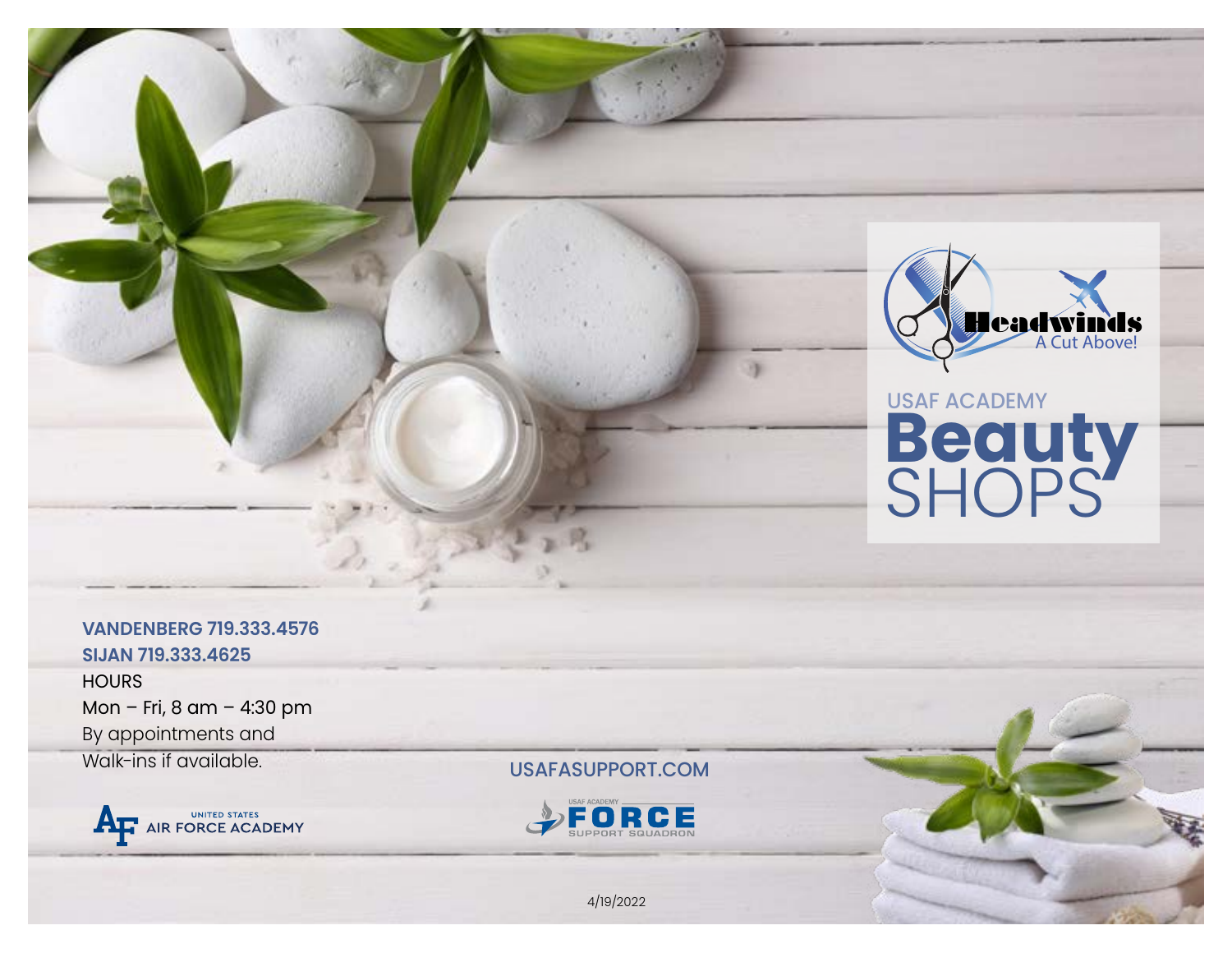Headwinds
A Cut Above!

USAF ACADEMY

# Beauty SHOPS

**VANDENBERG 719.333.4576**
**SIJAN 719.333.4625**

HOURS
Mon – Fri, 8 am – 4:30 pm
By appointments and
Walk-ins if available.

UNITED STATES AIR FORCE ACADEMY

USAFASUPPORT.COM

USAF ACADEMY FORCE SUPPORT SQUADRON

4/19/2022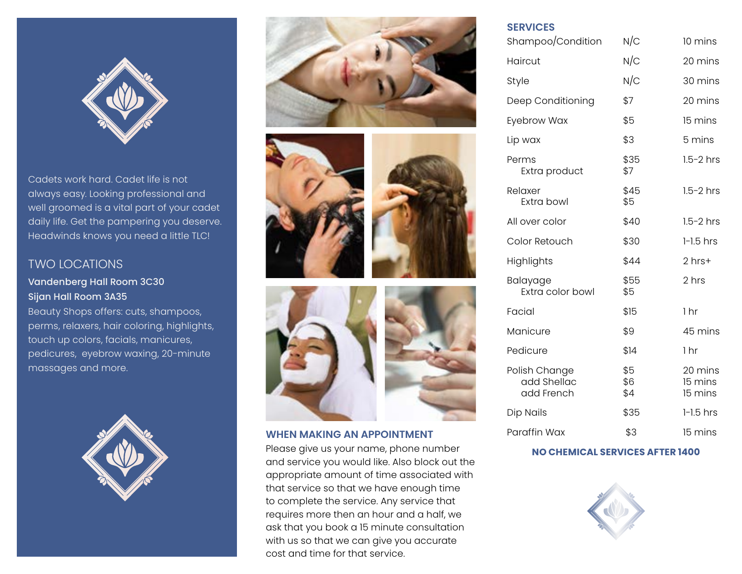Cadets work hard. Cadet life is not always easy. Looking professional and well groomed is a vital part of your cadet daily life. Get the pampering you deserve. Headwinds knows you need a little TLC!

## TWO LOCATIONS

**Vandenberg Hall Room 3C30**
**Sijan Hall Room 3A35**

Beauty Shops offers: cuts, shampoos, perms, relaxers, hair coloring, highlights, touch up colors, facials, manicures, pedicures, eyebrow waxing, 20-minute massages and more.

## WHEN MAKING AN APPOINTMENT

Please give us your name, phone number and service you would like. Also block out the appropriate amount of time associated with that service so that we have enough time to complete the service. Any service that requires more then an hour and a half, we ask that you book a 15 minute consultation with us so that we can give you accurate cost and time for that service.

## SERVICES

| | | |
|---|---|---|
| Shampoo/Condition | N/C | 10 mins |
| Haircut | N/C | 20 mins |
| Style | N/C | 30 mins |
| Deep Conditioning | $7 | 20 mins |
| Eyebrow Wax | $5 | 15 mins |
| Lip wax | $3 | 5 mins |
| Perms | $35 | 1.5-2 hrs |
| Extra product | $7 | |
| Relaxer | $45 | 1.5-2 hrs |
| Extra bowl | $5 | |
| All over color | $40 | 1.5-2 hrs |
| Color Retouch | $30 | 1-1.5 hrs |
| Highlights | $44 | 2 hrs+ |
| Balayage | $55 | 2 hrs |
| Extra color bowl | $5 | |
| Facial | $15 | 1 hr |
| Manicure | $9 | 45 mins |
| Pedicure | $14 | 1 hr |
| Polish Change | $5 | 20 mins |
| add Shellac | $6 | 15 mins |
| add French | $4 | 15 mins |
| Dip Nails | $35 | 1-1.5 hrs |
| Paraffin Wax | $3 | 15 mins |

**NO CHEMICAL SERVICES AFTER 1400**